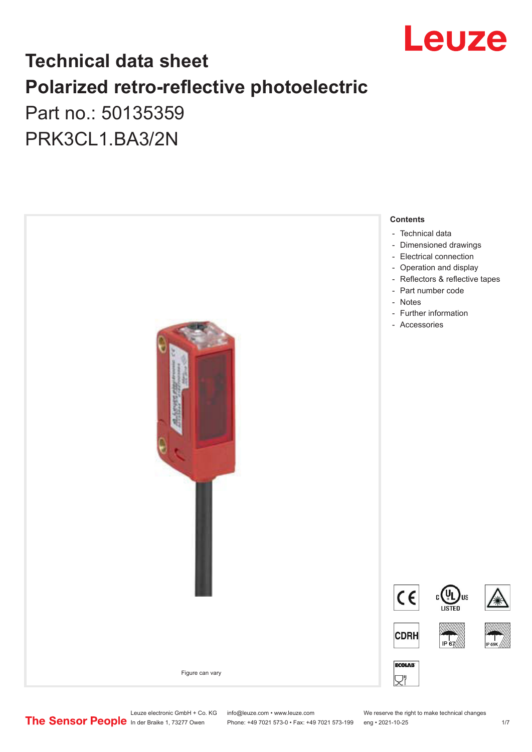# Technical data sheet

# Polarized retro-reflective photoelectric

Part no.: 50135359

PRK3CL1.BA3/2N

Figure can vary

**Contents**

- Technical data
- Dimensioned drawings
- Electrical connection
- Operation and display
- Reflectors & reflective tapes
- Part number code
- Notes
- Further information
- Accessories

Leuze electronic GmbH + Co. KG
In der Braike 1, 73277 Owen

info@leuze.com • www.leuze.com
Phone: +49 7021 573-0 • Fax: +49 7021 573-199

We reserve the right to make technical changes
eng • 2021-10-25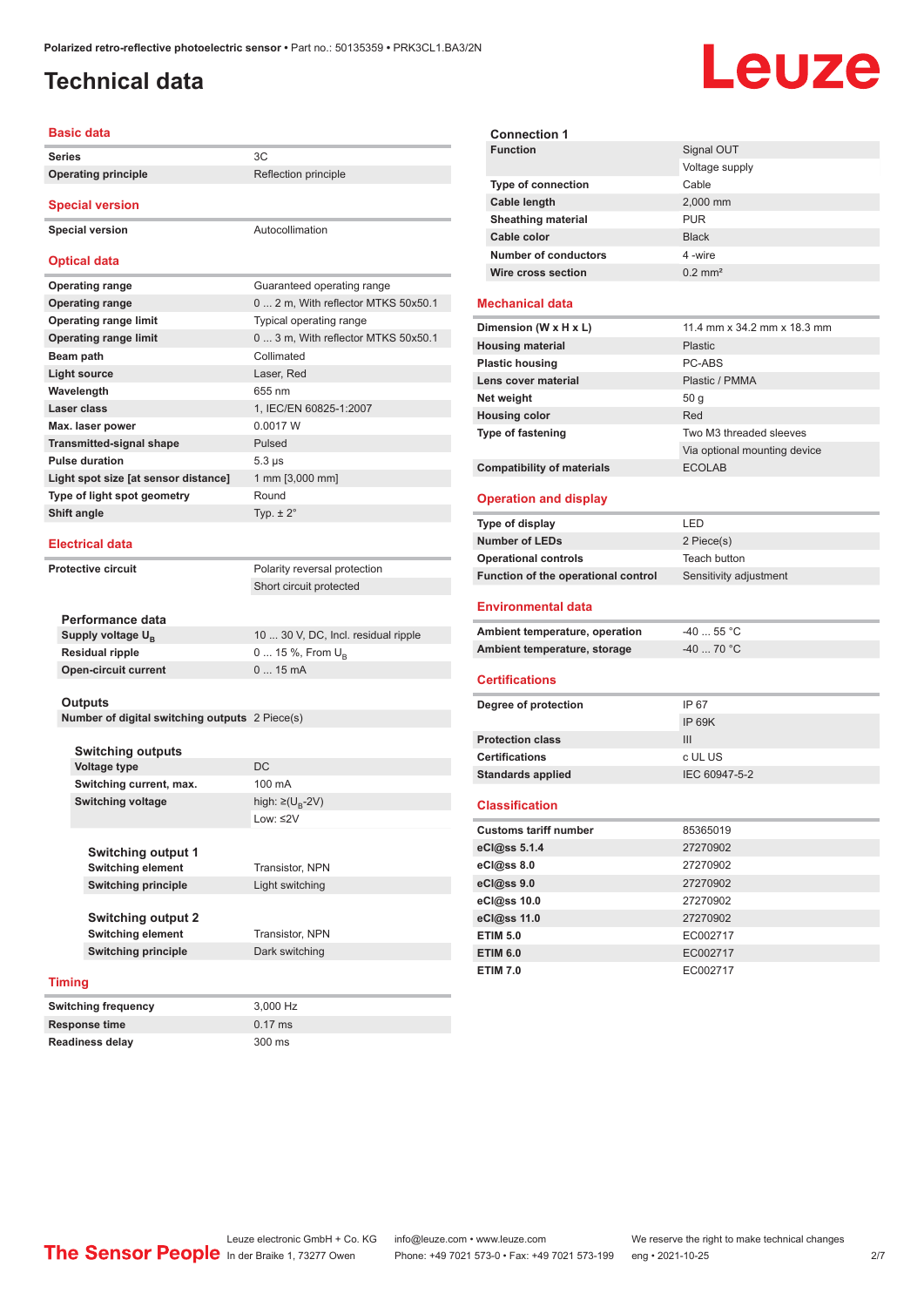# Technical data

## Basic data

| | |
|---|---|
| **Series** | 3C |
| **Operating principle** | Reflection principle |

## Special version

| | |
|---|---|
| **Special version** | Autocollimation |

## Optical data

| | |
|---|---|
| **Operating range** | Guaranteed operating range |
| **Operating range** | 0 ... 2 m, With reflector MTKS 50x50.1 |
| **Operating range limit** | Typical operating range |
| **Operating range limit** | 0 ... 3 m, With reflector MTKS 50x50.1 |
| **Beam path** | Collimated |
| **Light source** | Laser, Red |
| **Wavelength** | 655 nm |
| **Laser class** | 1, IEC/EN 60825-1:2007 |
| **Max. laser power** | 0.0017 W |
| **Transmitted-signal shape** | Pulsed |
| **Pulse duration** | 5.3 µs |
| **Light spot size [at sensor distance]** | 1 mm [3,000 mm] |
| **Type of light spot geometry** | Round |
| **Shift angle** | Typ. ± 2° |

## Electrical data

| | |
|---|---|
| **Protective circuit** | Polarity reversal protection |
| | Short circuit protected |

### Performance data

| | |
|---|---|
| **Supply voltage $U_B$** | 10 ... 30 V, DC, Incl. residual ripple |
| **Residual ripple** | 0 ... 15 %, From $U_B$ |
| **Open-circuit current** | 0 ... 15 mA |

### Outputs

| | |
|---|---|
| **Number of digital switching outputs** | 2 Piece(s) |

### Switching outputs

| | |
|---|---|
| **Voltage type** | DC |
| **Switching current, max.** | 100 mA |
| **Switching voltage** | high: ≥($U_B$-2V) |
| | Low: ≤2V |

### Switching output 1

| | |
|---|---|
| **Switching element** | Transistor, NPN |
| **Switching principle** | Light switching |

### Switching output 2

| | |
|---|---|
| **Switching element** | Transistor, NPN |
| **Switching principle** | Dark switching |

## Timing

| | |
|---|---|
| **Switching frequency** | 3,000 Hz |
| **Response time** | 0.17 ms |
| **Readiness delay** | 300 ms |

## Connection 1

| | |
|---|---|
| **Function** | Signal OUT |
| | Voltage supply |
| **Type of connection** | Cable |
| **Cable length** | 2,000 mm |
| **Sheathing material** | PUR |
| **Cable color** | Black |
| **Number of conductors** | 4 -wire |
| **Wire cross section** | 0.2 mm² |

## Mechanical data

| | |
|---|---|
| **Dimension (W x H x L)** | 11.4 mm x 34.2 mm x 18.3 mm |
| **Housing material** | Plastic |
| **Plastic housing** | PC-ABS |
| **Lens cover material** | Plastic / PMMA |
| **Net weight** | 50 g |
| **Housing color** | Red |
| **Type of fastening** | Two M3 threaded sleeves |
| | Via optional mounting device |
| **Compatibility of materials** | ECOLAB |

## Operation and display

| | |
|---|---|
| **Type of display** | LED |
| **Number of LEDs** | 2 Piece(s) |
| **Operational controls** | Teach button |
| **Function of the operational control** | Sensitivity adjustment |

## Environmental data

| | |
|---|---|
| **Ambient temperature, operation** | -40 ... 55 °C |
| **Ambient temperature, storage** | -40 ... 70 °C |

## Certifications

| | |
|---|---|
| **Degree of protection** | IP 67 |
| | IP 69K |
| **Protection class** | III |
| **Certifications** | c UL US |
| **Standards applied** | IEC 60947-5-2 |

## Classification

| | |
|---|---|
| **Customs tariff number** | 85365019 |
| **eCl@ss 5.1.4** | 27270902 |
| **eCl@ss 8.0** | 27270902 |
| **eCl@ss 9.0** | 27270902 |
| **eCl@ss 10.0** | 27270902 |
| **eCl@ss 11.0** | 27270902 |
| **ETIM 5.0** | EC002717 |
| **ETIM 6.0** | EC002717 |
| **ETIM 7.0** | EC002717 |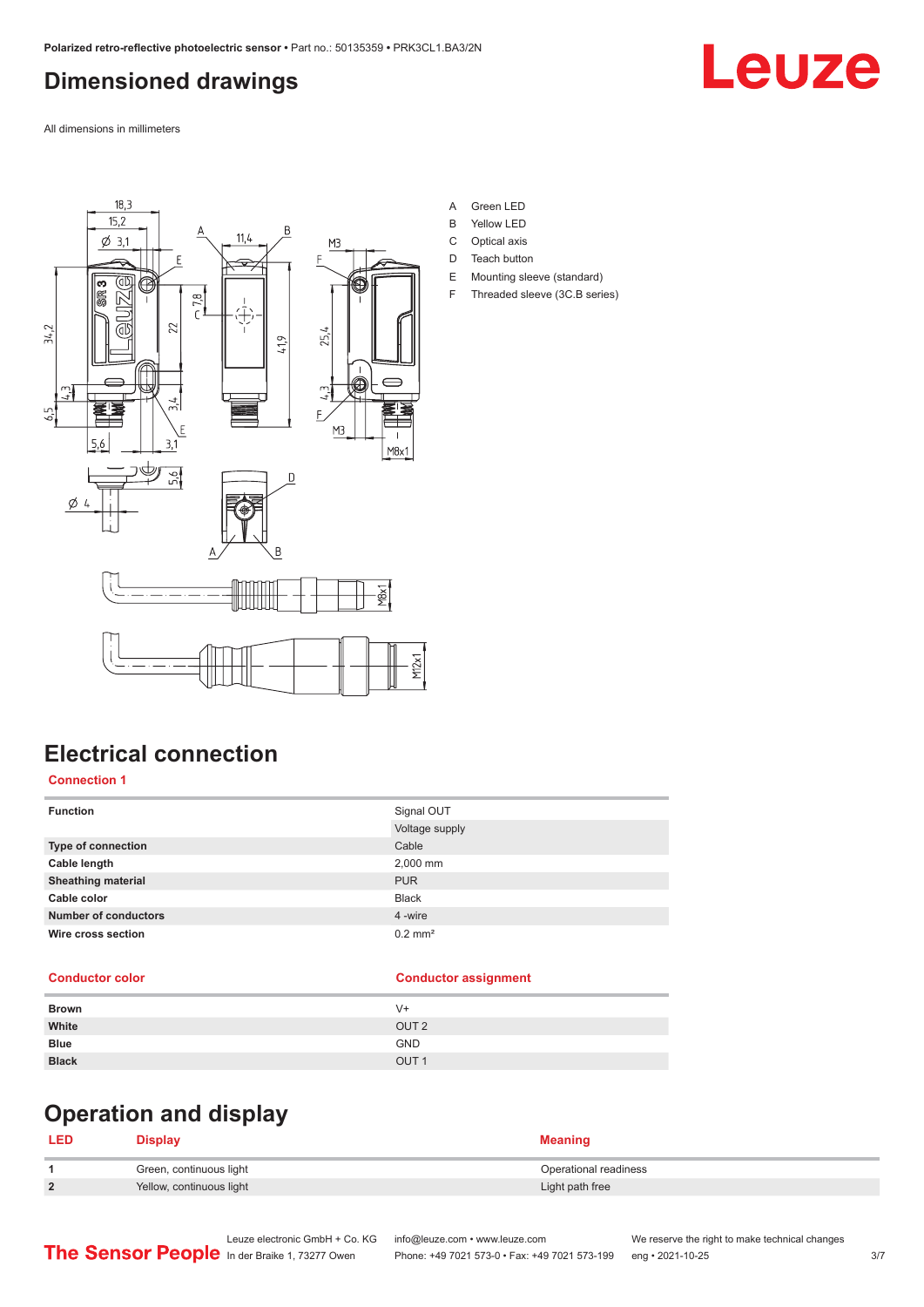# Dimensioned drawings

All dimensions in millimeters

A Green LED
B Yellow LED
C Optical axis
D Teach button
E Mounting sleeve (standard)
F Threaded sleeve (3C.B series)

# Electrical connection

## Connection 1

| Function | Signal OUT |
|---|---|
| | Voltage supply |
| Type of connection | Cable |
| Cable length | 2,000 mm |
| Sheathing material | PUR |
| Cable color | Black |
| Number of conductors | 4 -wire |
| Wire cross section | 0.2 mm² |

| Conductor color | Conductor assignment |
|---|---|
| Brown | V+ |
| White | OUT 2 |
| Blue | GND |
| Black | OUT 1 |

# Operation and display

| LED | Display | Meaning |
|---|---|---|
| 1 | Green, continuous light | Operational readiness |
| 2 | Yellow, continuous light | Light path free |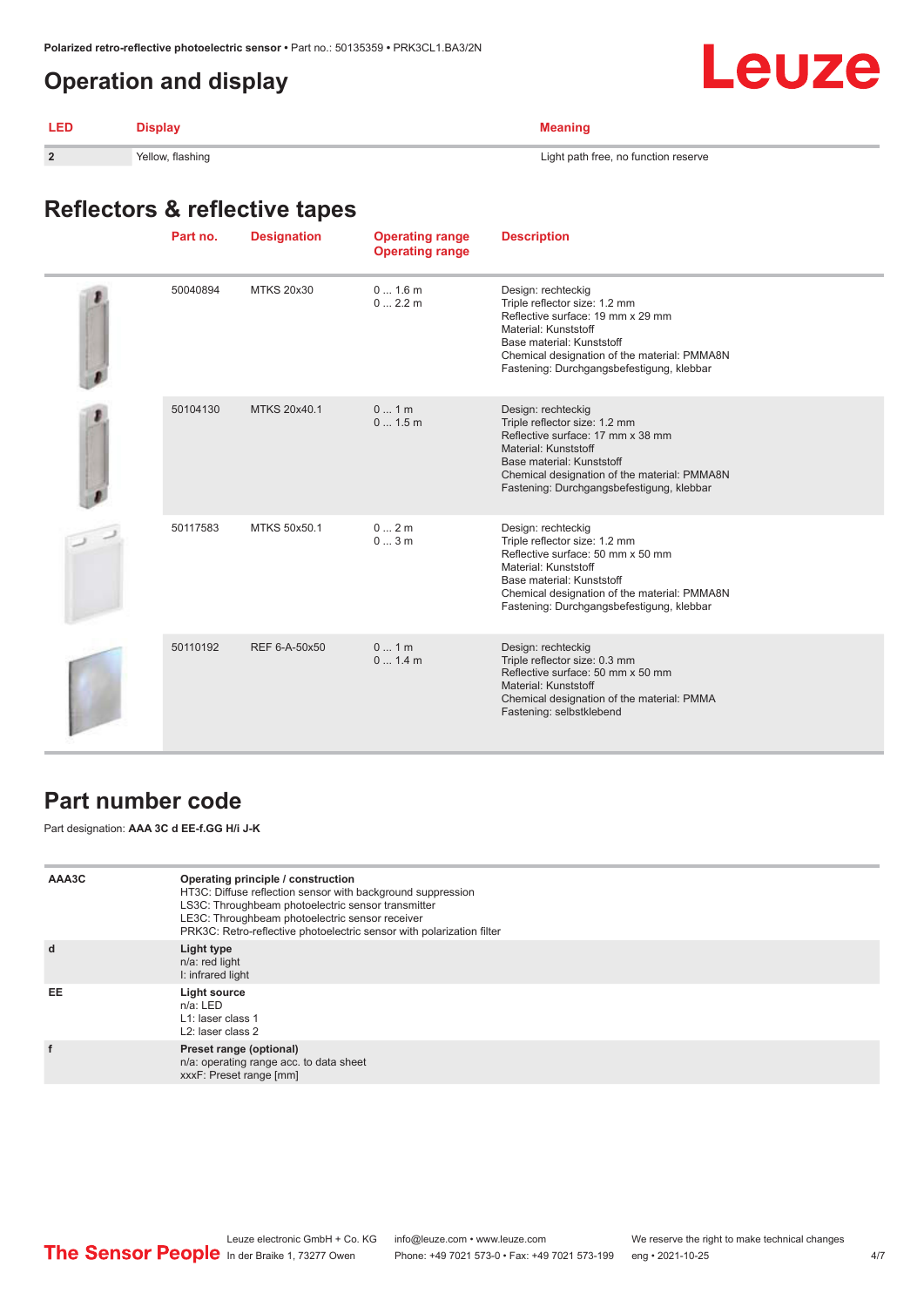## Operation and display

| LED | Display | Meaning |
|---|---|---|
| 2 | Yellow, flashing | Light path free, no function reserve |

## Reflectors & reflective tapes

| | Part no. | Designation | Operating range Operating range | Description |
|---|---|---|---|---|
| | 50040894 | MTKS 20x30 | 0 ... 1.6 m<br>0 ... 2.2 m | Design: rechteckig<br>Triple reflector size: 1.2 mm<br>Reflective surface: 19 mm x 29 mm<br>Material: Kunststoff<br>Base material: Kunststoff<br>Chemical designation of the material: PMMA8N<br>Fastening: Durchgangsbefestigung, klebbar |
| | 50104130 | MTKS 20x40.1 | 0 ... 1 m<br>0 ... 1.5 m | Design: rechteckig<br>Triple reflector size: 1.2 mm<br>Reflective surface: 17 mm x 38 mm<br>Material: Kunststoff<br>Base material: Kunststoff<br>Chemical designation of the material: PMMA8N<br>Fastening: Durchgangsbefestigung, klebbar |
| | 50117583 | MTKS 50x50.1 | 0 ... 2 m<br>0 ... 3 m | Design: rechteckig<br>Triple reflector size: 1.2 mm<br>Reflective surface: 50 mm x 50 mm<br>Material: Kunststoff<br>Base material: Kunststoff<br>Chemical designation of the material: PMMA8N<br>Fastening: Durchgangsbefestigung, klebbar |
| | 50110192 | REF 6-A-50x50 | 0 ... 1 m<br>0 ... 1.4 m | Design: rechteckig<br>Triple reflector size: 0.3 mm<br>Reflective surface: 50 mm x 50 mm<br>Material: Kunststoff<br>Chemical designation of the material: PMMA<br>Fastening: selbstklebend |

## Part number code

Part designation: **AAA 3C d EE-f.GG H/i J-K**

| | |
|---|---|
| AAA3C | **Operating principle / construction**<br>HT3C: Diffuse reflection sensor with background suppression<br>LS3C: Throughbeam photoelectric sensor transmitter<br>LE3C: Throughbeam photoelectric sensor receiver<br>PRK3C: Retro-reflective photoelectric sensor with polarization filter |
| d | **Light type**<br>n/a: red light<br>I: infrared light |
| EE | **Light source**<br>n/a: LED<br>L1: laser class 1<br>L2: laser class 2 |
| f | **Preset range (optional)**<br>n/a: operating range acc. to data sheet<br>xxxF: Preset range [mm] |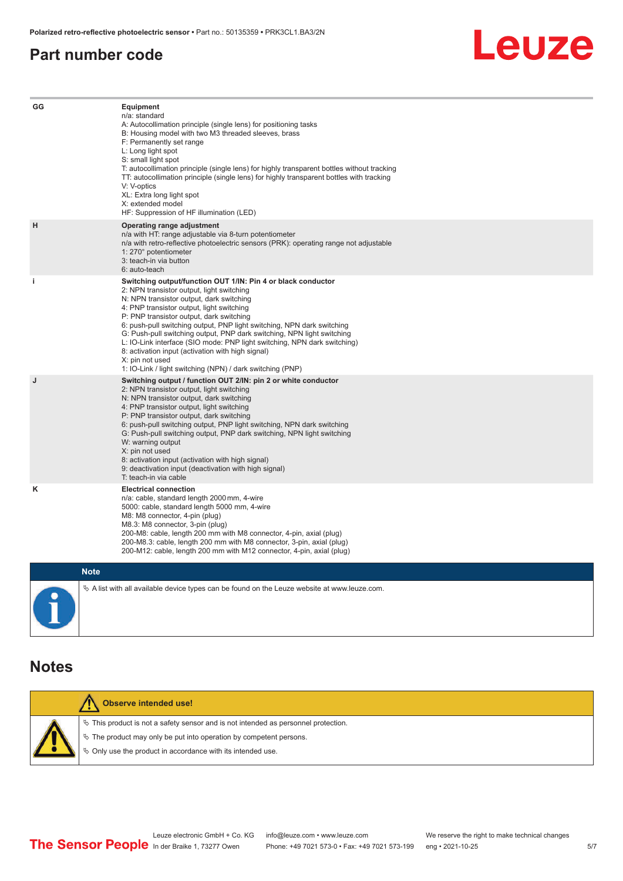## Part number code

| | |
|---|---|
| GG | **Equipment**<br>n/a: standard<br>A: Autocollimation principle (single lens) for positioning tasks<br>B: Housing model with two M3 threaded sleeves, brass<br>F: Permanently set range<br>L: Long light spot<br>S: small light spot<br>T: autocollimation principle (single lens) for highly transparent bottles without tracking<br>TT: autocollimation principle (single lens) for highly transparent bottles with tracking<br>V: V-optics<br>XL: Extra long light spot<br>X: extended model<br>HF: Suppression of HF illumination (LED) |
| H | **Operating range adjustment**<br>n/a with HT: range adjustable via 8-turn potentiometer<br>n/a with retro-reflective photoelectric sensors (PRK): operating range not adjustable<br>1: 270° potentiometer<br>3: teach-in via button<br>6: auto-teach |
| i | **Switching output/function OUT 1/IN: Pin 4 or black conductor**<br>2: NPN transistor output, light switching<br>N: NPN transistor output, dark switching<br>4: PNP transistor output, light switching<br>P: PNP transistor output, dark switching<br>6: push-pull switching output, PNP light switching, NPN dark switching<br>G: Push-pull switching output, PNP dark switching, NPN light switching<br>L: IO-Link interface (SIO mode: PNP light switching, NPN dark switching)<br>8: activation input (activation with high signal)<br>X: pin not used<br>1: IO-Link / light switching (NPN) / dark switching (PNP) |
| J | **Switching output / function OUT 2/IN: pin 2 or white conductor**<br>2: NPN transistor output, light switching<br>N: NPN transistor output, dark switching<br>4: PNP transistor output, light switching<br>P: PNP transistor output, dark switching<br>6: push-pull switching output, PNP light switching, NPN dark switching<br>G: Push-pull switching output, PNP dark switching, NPN light switching<br>W: warning output<br>X: pin not used<br>8: activation input (activation with high signal)<br>9: deactivation input (deactivation with high signal)<br>T: teach-in via cable |
| K | **Electrical connection**<br>n/a: cable, standard length 2000 mm, 4-wire<br>5000: cable, standard length 5000 mm, 4-wire<br>M8: M8 connector, 4-pin (plug)<br>M8.3: M8 connector, 3-pin (plug)<br>200-M8: cable, length 200 mm with M8 connector, 4-pin, axial (plug)<br>200-M8.3: cable, length 200 mm with M8 connector, 3-pin, axial (plug)<br>200-M12: cable, length 200 mm with M12 connector, 4-pin, axial (plug) |

**Note**

- A list with all available device types can be found on the Leuze website at www.leuze.com.

## Notes

**Observe intended use!**

- This product is not a safety sensor and is not intended as personnel protection.
- The product may only be put into operation by competent persons.
- Only use the product in accordance with its intended use.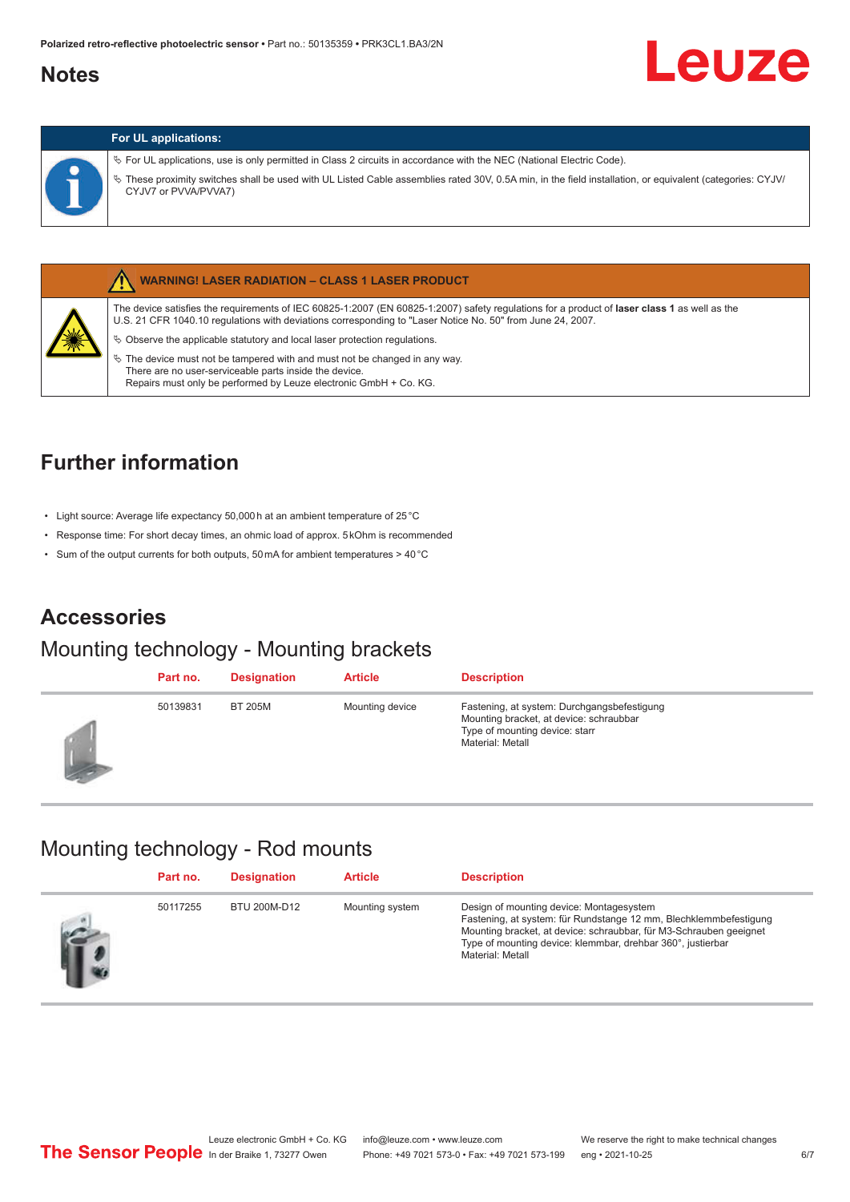## Notes

**For UL applications:**

- ↳ For UL applications, use is only permitted in Class 2 circuits in accordance with the NEC (National Electric Code).
- ↳ These proximity switches shall be used with UL Listed Cable assemblies rated 30V, 0.5A min, in the field installation, or equivalent (categories: CYJV/CYJV7 or PVVA/PVVA7)

**WARNING! LASER RADIATION – CLASS 1 LASER PRODUCT**

The device satisfies the requirements of IEC 60825-1:2007 (EN 60825-1:2007) safety regulations for a product of **laser class 1** as well as the U.S. 21 CFR 1040.10 regulations with deviations corresponding to "Laser Notice No. 50" from June 24, 2007.

- ↳ Observe the applicable statutory and local laser protection regulations.
- ↳ The device must not be tampered with and must not be changed in any way.
  There are no user-serviceable parts inside the device.
  Repairs must only be performed by Leuze electronic GmbH + Co. KG.

## Further information

- Light source: Average life expectancy 50,000 h at an ambient temperature of 25 °C
- Response time: For short decay times, an ohmic load of approx. 5 kOhm is recommended
- Sum of the output currents for both outputs, 50 mA for ambient temperatures > 40 °C

## Accessories

### Mounting technology - Mounting brackets

| Part no. | Designation | Article | Description |
|---|---|---|---|
| 50139831 | BT 205M | Mounting device | Fastening, at system: Durchgangsbefestigung<br>Mounting bracket, at device: schraubbar<br>Type of mounting device: starr<br>Material: Metall |

### Mounting technology - Rod mounts

| Part no. | Designation | Article | Description |
|---|---|---|---|
| 50117255 | BTU 200M-D12 | Mounting system | Design of mounting device: Montagesystem<br>Fastening, at system: für Rundstange 12 mm, Blechklemmbefestigung<br>Mounting bracket, at device: schraubbar, für M3-Schrauben geeignet<br>Type of mounting device: klemmbar, drehbar 360°, justierbar<br>Material: Metall |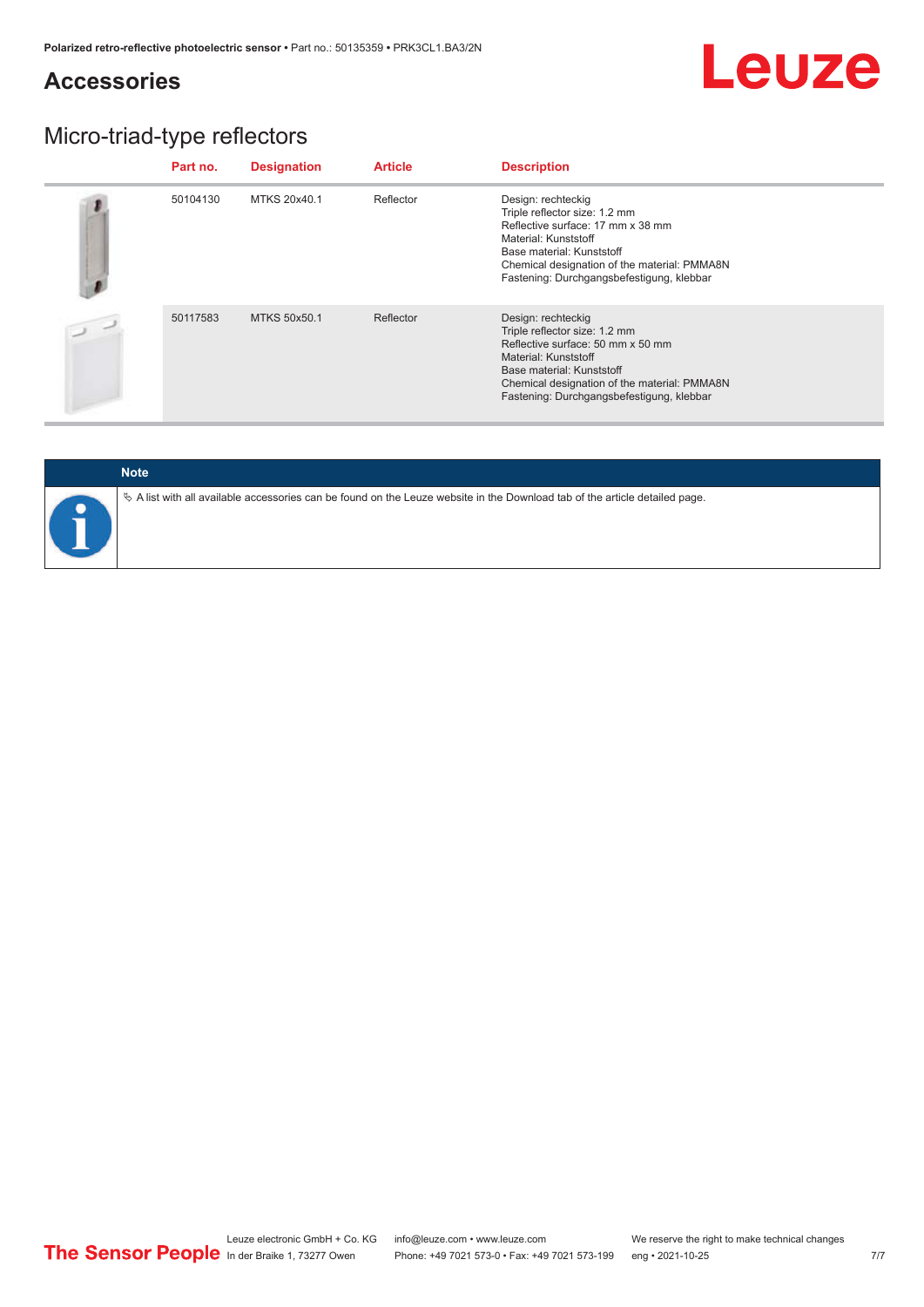## Accessories

## Micro-triad-type reflectors

| | Part no. | Designation | Article | Description |
|---|---|---|---|---|
| | 50104130 | MTKS 20x40.1 | Reflector | Design: rechteckig<br>Triple reflector size: 1.2 mm<br>Reflective surface: 17 mm x 38 mm<br>Material: Kunststoff<br>Base material: Kunststoff<br>Chemical designation of the material: PMMA8N<br>Fastening: Durchgangsbefestigung, klebbar |
| | 50117583 | MTKS 50x50.1 | Reflector | Design: rechteckig<br>Triple reflector size: 1.2 mm<br>Reflective surface: 50 mm x 50 mm<br>Material: Kunststoff<br>Base material: Kunststoff<br>Chemical designation of the material: PMMA8N<br>Fastening: Durchgangsbefestigung, klebbar |

**Note**

↳ A list with all available accessories can be found on the Leuze website in the Download tab of the article detailed page.